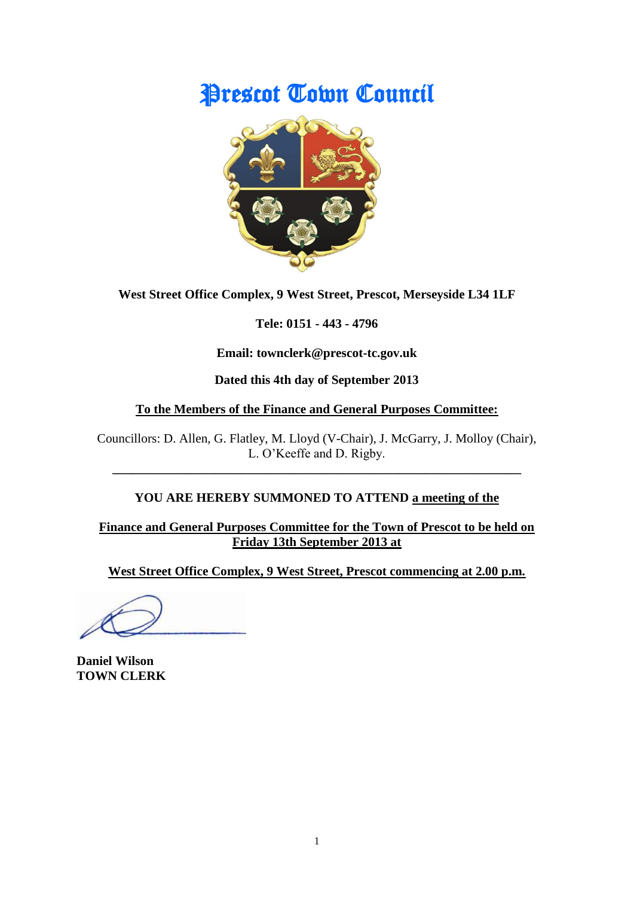# Prescot Town Council

**West Street Office Complex, 9 West Street, Prescot, Merseyside L34 1LF**

**Tele: 0151 - 443 - 4796**

**Email: townclerk@prescot-tc.gov.uk**

**Dated this 4th day of September 2013**

**To the Members of the Finance and General Purposes Committee:**

Councillors: D. Allen, G. Flatley, M. Lloyd (V-Chair), J. McGarry, J. Molloy (Chair), L. O'Keeffe and D. Rigby.

---

**YOU ARE HEREBY SUMMONED TO ATTEND a meeting of the**

**Finance and General Purposes Committee for the Town of Prescot to be held on Friday 13th September 2013 at**

**West Street Office Complex, 9 West Street, Prescot commencing at 2.00 p.m.**

**Daniel Wilson**
**TOWN CLERK**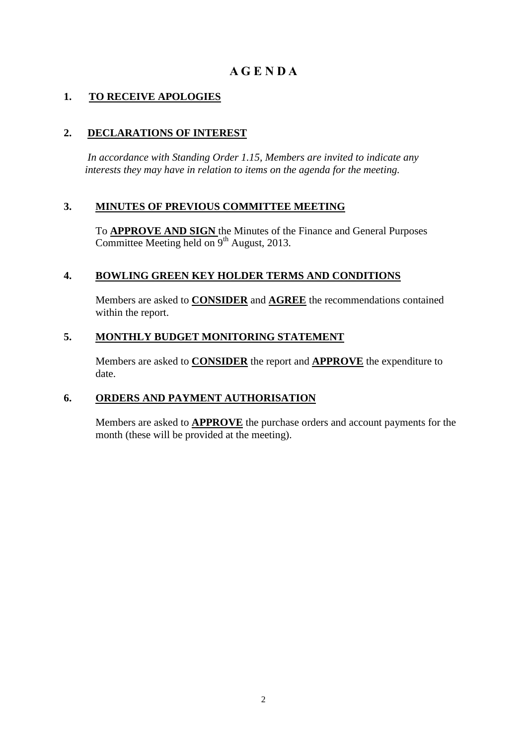# A G E N D A

## 1. TO RECEIVE APOLOGIES

## 2. DECLARATIONS OF INTEREST

*In accordance with Standing Order 1.15, Members are invited to indicate any interests they may have in relation to items on the agenda for the meeting.*

## 3. MINUTES OF PREVIOUS COMMITTEE MEETING

To **APPROVE AND SIGN** the Minutes of the Finance and General Purposes Committee Meeting held on 9th August, 2013.

## 4. BOWLING GREEN KEY HOLDER TERMS AND CONDITIONS

Members are asked to **CONSIDER** and **AGREE** the recommendations contained within the report.

## 5. MONTHLY BUDGET MONITORING STATEMENT

Members are asked to **CONSIDER** the report and **APPROVE** the expenditure to date.

## 6. ORDERS AND PAYMENT AUTHORISATION

Members are asked to **APPROVE** the purchase orders and account payments for the month (these will be provided at the meeting).